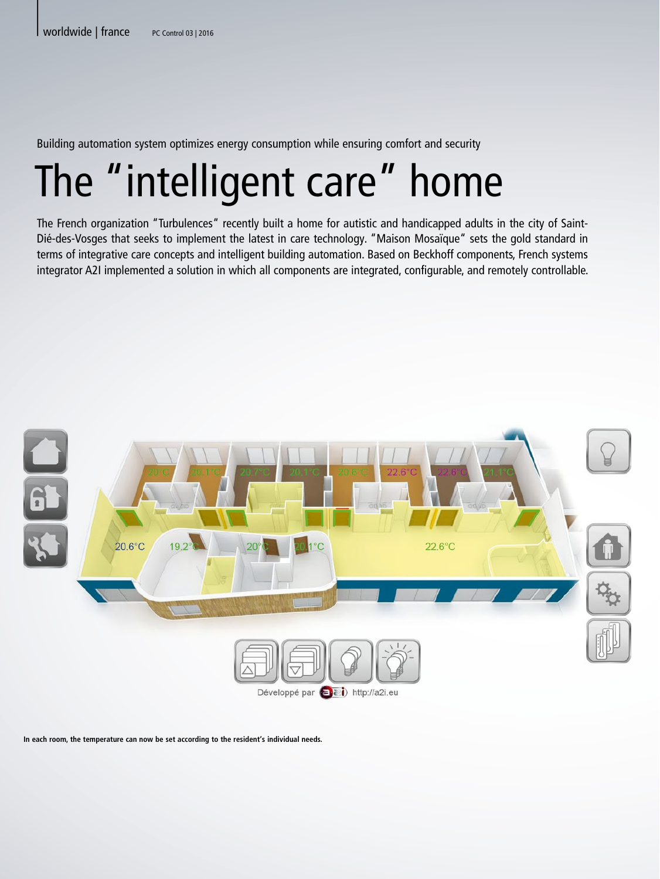Building automation system optimizes energy consumption while ensuring comfort and security

# The "intelligent care" home

The French organization "Turbulences" recently built a home for autistic and handicapped adults in the city of Saint-Dié-des-Vosges that seeks to implement the latest in care technology. "Maison Mosaïque" sets the gold standard in terms of integrative care concepts and intelligent building automation. Based on Beckhoff components, French systems integrator A2I implemented a solution in which all components are integrated, configurable, and remotely controllable.

**In each room, the temperature can now be set according to the resident's individual needs.**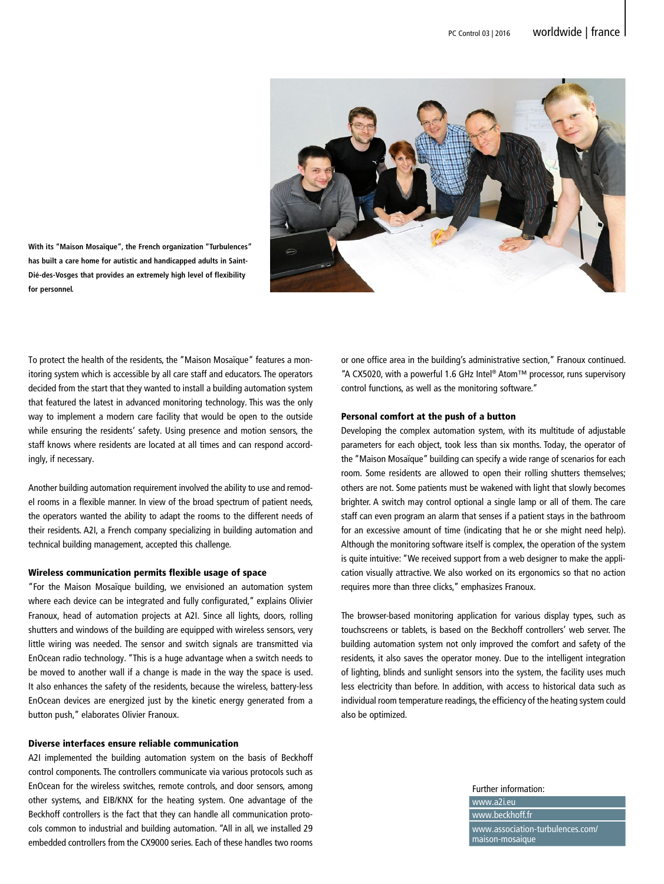**With its "Maison Mosaïque", the French organization "Turbulences" has built a care home for autistic and handicapped adults in Saint-Dié-des-Vosges that provides an extremely high level of flexibility for personnel.**

To protect the health of the residents, the "Maison Mosaïque" features a monitoring system which is accessible by all care staff and educators. The operators decided from the start that they wanted to install a building automation system that featured the latest in advanced monitoring technology. This was the only way to implement a modern care facility that would be open to the outside while ensuring the residents' safety. Using presence and motion sensors, the staff knows where residents are located at all times and can respond accordingly, if necessary.

Another building automation requirement involved the ability to use and remodel rooms in a flexible manner. In view of the broad spectrum of patient needs, the operators wanted the ability to adapt the rooms to the different needs of their residents. A2I, a French company specializing in building automation and technical building management, accepted this challenge.

#### Wireless communication permits flexible usage of space

"For the Maison Mosaïque building, we envisioned an automation system where each device can be integrated and fully configurated," explains Olivier Franoux, head of automation projects at A2I. Since all lights, doors, rolling shutters and windows of the building are equipped with wireless sensors, very little wiring was needed. The sensor and switch signals are transmitted via EnOcean radio technology. "This is a huge advantage when a switch needs to be moved to another wall if a change is made in the way the space is used. It also enhances the safety of the residents, because the wireless, battery-less EnOcean devices are energized just by the kinetic energy generated from a button push," elaborates Olivier Franoux.

#### Diverse interfaces ensure reliable communication

A2I implemented the building automation system on the basis of Beckhoff control components. The controllers communicate via various protocols such as EnOcean for the wireless switches, remote controls, and door sensors, among other systems, and EIB/KNX for the heating system. One advantage of the Beckhoff controllers is the fact that they can handle all communication protocols common to industrial and building automation. "All in all, we installed 29 embedded controllers from the CX9000 series. Each of these handles two rooms or one office area in the building's administrative section," Franoux continued. "A CX5020, with a powerful 1.6 GHz Intel® Atom™ processor, runs supervisory control functions, as well as the monitoring software."

#### Personal comfort at the push of a button

Developing the complex automation system, with its multitude of adjustable parameters for each object, took less than six months. Today, the operator of the "Maison Mosaïque" building can specify a wide range of scenarios for each room. Some residents are allowed to open their rolling shutters themselves; others are not. Some patients must be wakened with light that slowly becomes brighter. A switch may control optional a single lamp or all of them. The care staff can even program an alarm that senses if a patient stays in the bathroom for an excessive amount of time (indicating that he or she might need help). Although the monitoring software itself is complex, the operation of the system is quite intuitive: "We received support from a web designer to make the application visually attractive. We also worked on its ergonomics so that no action requires more than three clicks," emphasizes Franoux.

The browser-based monitoring application for various display types, such as touchscreens or tablets, is based on the Beckhoff controllers' web server. The building automation system not only improved the comfort and safety of the residents, it also saves the operator money. Due to the intelligent integration of lighting, blinds and sunlight sensors into the system, the facility uses much less electricity than before. In addition, with access to historical data such as individual room temperature readings, the efficiency of the heating system could also be optimized.

Further information:
www.a2i.eu
www.beckhoff.fr
www.association-turbulences.com/maison-mosaique